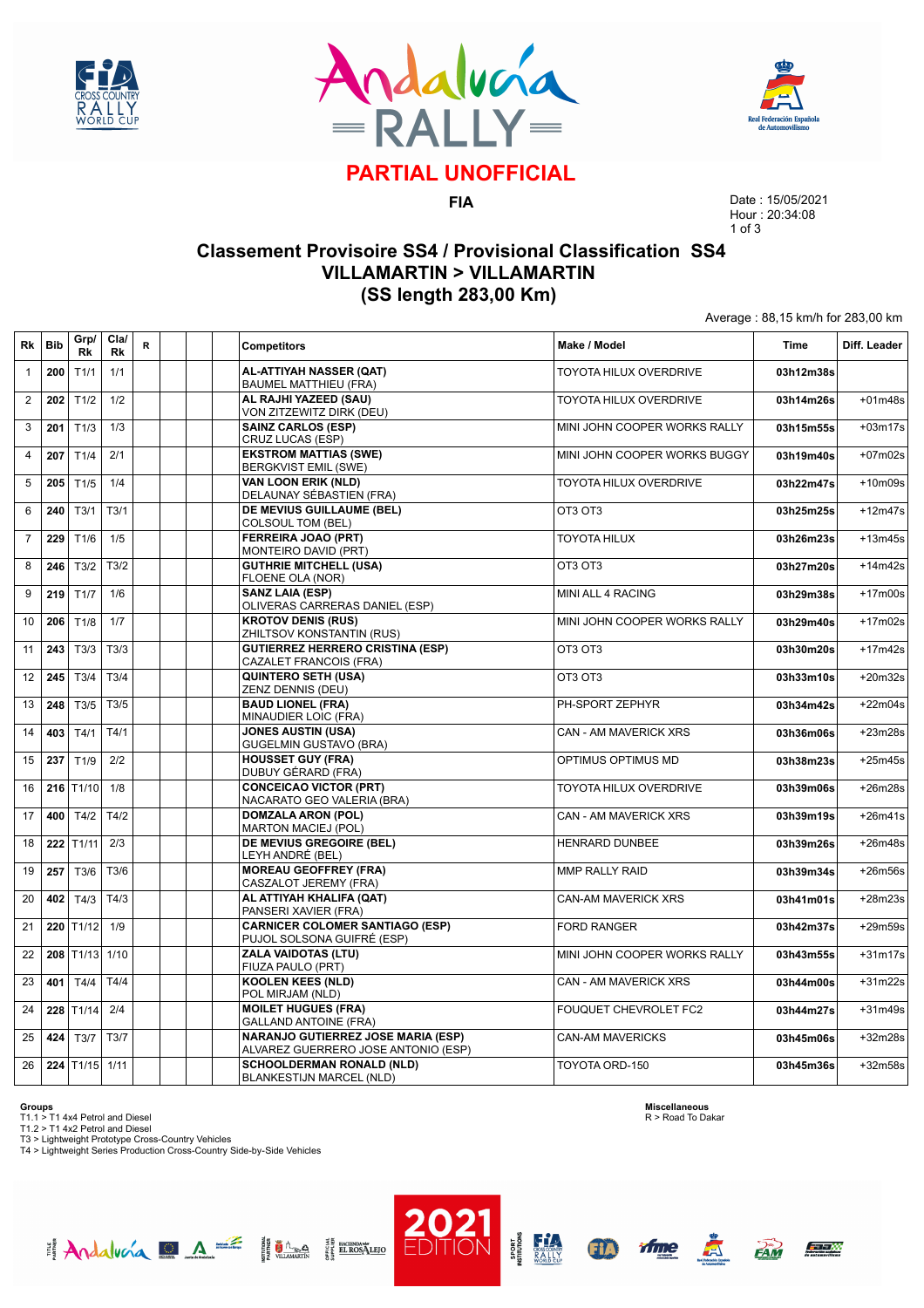# PARTIAL UNOFFICIAL

**FIA**

Date : 15/05/2021
Hour : 20:34:08

## Classement Provisoire SS4 / Provisional Classification SS4
## VILLAMARTIN > VILLAMARTIN
## (SS length 283,00 Km)

Average : 88,15 km/h for 283,00 km

| Rk | Bib | Grp/ Rk | Cla/ Rk | R | | | Competitors | Make / Model | Time | Diff. Leader |
|---|---|---|---|---|---|---|---|---|---|---|
| 1 | 200 | T1/1 | 1/1 | | | | **AL-ATTIYAH NASSER (QAT)** BAUMEL MATTHIEU (FRA) | TOYOTA HILUX OVERDRIVE | 03h12m38s | |
| 2 | 202 | T1/2 | 1/2 | | | | **AL RAJHI YAZEED (SAU)** VON ZITZEWITZ DIRK (DEU) | TOYOTA HILUX OVERDRIVE | 03h14m26s | +01m48s |
| 3 | 201 | T1/3 | 1/3 | | | | **SAINZ CARLOS (ESP)** CRUZ LUCAS (ESP) | MINI JOHN COOPER WORKS RALLY | 03h15m55s | +03m17s |
| 4 | 207 | T1/4 | 2/1 | | | | **EKSTROM MATTIAS (SWE)** BERGKVIST EMIL (SWE) | MINI JOHN COOPER WORKS BUGGY | 03h19m40s | +07m02s |
| 5 | 205 | T1/5 | 1/4 | | | | **VAN LOON ERIK (NLD)** DELAUNAY SÉBASTIEN (FRA) | TOYOTA HILUX OVERDRIVE | 03h22m47s | +10m09s |
| 6 | 240 | T3/1 | T3/1 | | | | **DE MEVIUS GUILLAUME (BEL)** COLSOUL TOM (BEL) | OT3 OT3 | 03h25m25s | +12m47s |
| 7 | 229 | T1/6 | 1/5 | | | | **FERREIRA JOAO (PRT)** MONTEIRO DAVID (PRT) | TOYOTA HILUX | 03h26m23s | +13m45s |
| 8 | 246 | T3/2 | T3/2 | | | | **GUTHRIE MITCHELL (USA)** FLOENE OLA (NOR) | OT3 OT3 | 03h27m20s | +14m42s |
| 9 | 219 | T1/7 | 1/6 | | | | **SANZ LAIA (ESP)** OLIVERAS CARRERAS DANIEL (ESP) | MINI ALL 4 RACING | 03h29m38s | +17m00s |
| 10 | 206 | T1/8 | 1/7 | | | | **KROTOV DENIS (RUS)** ZHILTSOV KONSTANTIN (RUS) | MINI JOHN COOPER WORKS RALLY | 03h29m40s | +17m02s |
| 11 | 243 | T3/3 | T3/3 | | | | **GUTIERREZ HERRERO CRISTINA (ESP)** CAZALET FRANCOIS (FRA) | OT3 OT3 | 03h30m20s | +17m42s |
| 12 | 245 | T3/4 | T3/4 | | | | **QUINTERO SETH (USA)** ZENZ DENNIS (DEU) | OT3 OT3 | 03h33m10s | +20m32s |
| 13 | 248 | T3/5 | T3/5 | | | | **BAUD LIONEL (FRA)** MINAUDIER LOIC (FRA) | PH-SPORT ZEPHYR | 03h34m42s | +22m04s |
| 14 | 403 | T4/1 | T4/1 | | | | **JONES AUSTIN (USA)** GUGELMIN GUSTAVO (BRA) | CAN - AM MAVERICK XRS | 03h36m06s | +23m28s |
| 15 | 237 | T1/9 | 2/2 | | | | **HOUSSET GUY (FRA)** DUBUY GÉRARD (FRA) | OPTIMUS OPTIMUS MD | 03h38m23s | +25m45s |
| 16 | 216 | T1/10 | 1/8 | | | | **CONCEICAO VICTOR (PRT)** NACARATO GEO VALERIA (BRA) | TOYOTA HILUX OVERDRIVE | 03h39m06s | +26m28s |
| 17 | 400 | T4/2 | T4/2 | | | | **DOMZALA ARON (POL)** MARTON MACIEJ (POL) | CAN - AM MAVERICK XRS | 03h39m19s | +26m41s |
| 18 | 222 | T1/11 | 2/3 | | | | **DE MEVIUS GREGOIRE (BEL)** LEYH ANDRÉ (BEL) | HENRARD DUNBEE | 03h39m26s | +26m48s |
| 19 | 257 | T3/6 | T3/6 | | | | **MOREAU GEOFFREY (FRA)** CASZALOT JEREMY (FRA) | MMP RALLY RAID | 03h39m34s | +26m56s |
| 20 | 402 | T4/3 | T4/3 | | | | **AL ATTIYAH KHALIFA (QAT)** PANSERI XAVIER (FRA) | CAN-AM MAVERICK XRS | 03h41m01s | +28m23s |
| 21 | 220 | T1/12 | 1/9 | | | | **CARNICER COLOMER SANTIAGO (ESP)** PUJOL SOLSONA GUIFRÉ (ESP) | FORD RANGER | 03h42m37s | +29m59s |
| 22 | 208 | T1/13 | 1/10 | | | | **ZALA VAIDOTAS (LTU)** FIUZA PAULO (PRT) | MINI JOHN COOPER WORKS RALLY | 03h43m55s | +31m17s |
| 23 | 401 | T4/4 | T4/4 | | | | **KOOLEN KEES (NLD)** POL MIRJAM (NLD) | CAN - AM MAVERICK XRS | 03h44m00s | +31m22s |
| 24 | 228 | T1/14 | 2/4 | | | | **MOILET HUGUES (FRA)** GALLAND ANTOINE (FRA) | FOUQUET CHEVROLET FC2 | 03h44m27s | +31m49s |
| 25 | 424 | T3/7 | T3/7 | | | | **NARANJO GUTIERREZ JOSE MARIA (ESP)** ALVAREZ GUERRERO JOSE ANTONIO (ESP) | CAN-AM MAVERICKS | 03h45m06s | +32m28s |
| 26 | 224 | T1/15 | 1/11 | | | | **SCHOOLDERMAN RONALD (NLD)** BLANKESTIJN MARCEL (NLD) | TOYOTA ORD-150 | 03h45m36s | +32m58s |

**Groups**
T1.1 > T1 4x4 Petrol and Diesel
T1.2 > T1 4x2 Petrol and Diesel
T3 > Lightweight Prototype Cross-Country Vehicles
T4 > Lightweight Series Production Cross-Country Side-by-Side Vehicles

**Miscellaneous**
R > Road To Dakar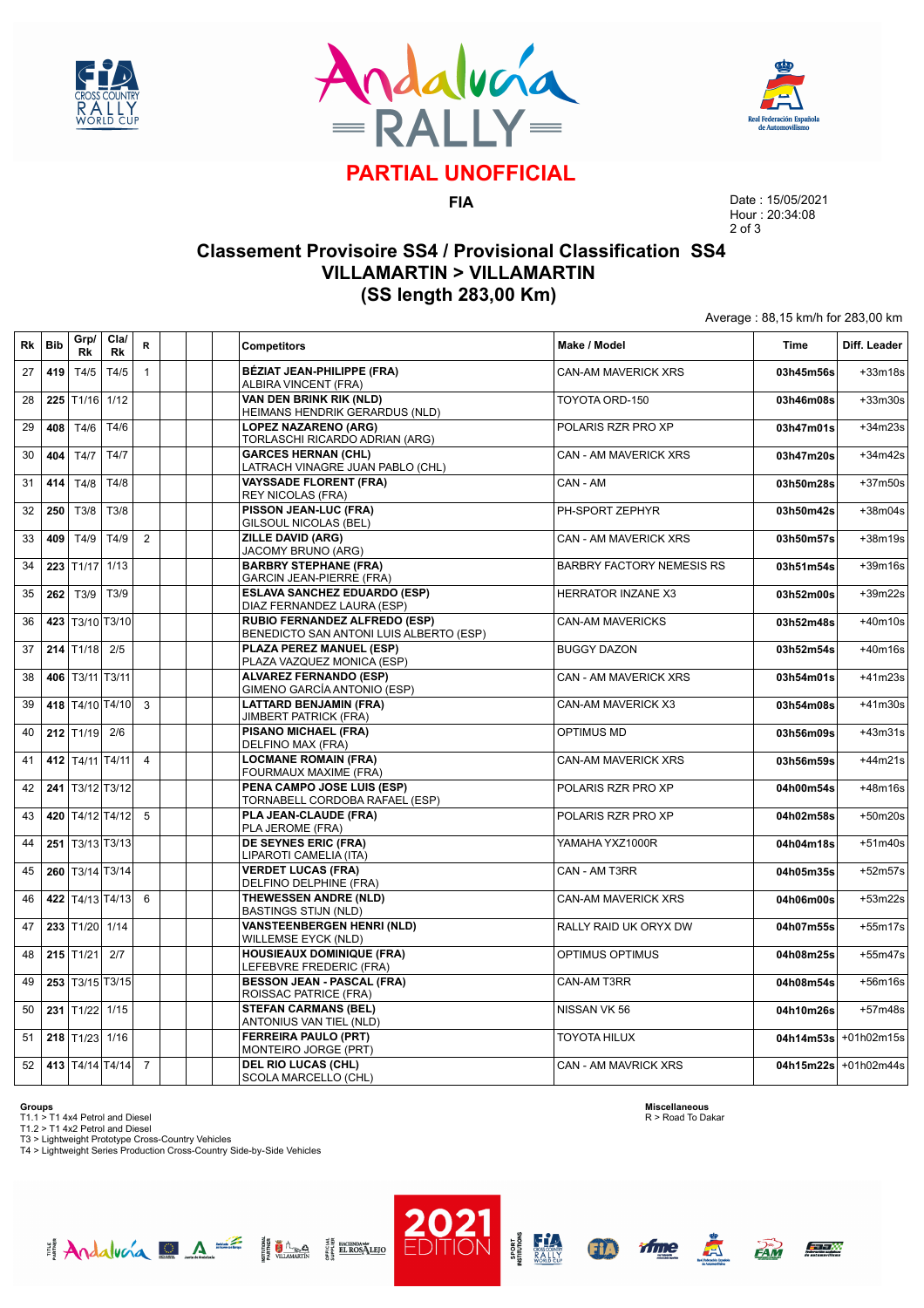# PARTIAL UNOFFICIAL

**FIA**

Date : 15/05/2021
Hour : 20:34:08

## Classement Provisoire SS4 / Provisional Classification SS4
## VILLAMARTIN > VILLAMARTIN
## (SS length 283,00 Km)

Average : 88,15 km/h for 283,00 km

| Rk | Bib | Grp/ Rk | Cla/ Rk | R | | | | Competitors | Make / Model | Time | Diff. Leader |
|---|---|---|---|---|---|---|---|---|---|---|---|
| 27 | **419** | T4/5 | T4/5 | 1 | | | | **BÉZIAT JEAN-PHILIPPE (FRA)** ALBIRA VINCENT (FRA) | CAN-AM MAVERICK XRS | **03h45m56s** | +33m18s |
| 28 | **225** | T1/16 | 1/12 | | | | | **VAN DEN BRINK RIK (NLD)** HEIMANS HENDRIK GERARDUS (NLD) | TOYOTA ORD-150 | **03h46m08s** | +33m30s |
| 29 | **408** | T4/6 | T4/6 | | | | | **LOPEZ NAZARENO (ARG)** TORLASCHI RICARDO ADRIAN (ARG) | POLARIS RZR PRO XP | **03h47m01s** | +34m23s |
| 30 | **404** | T4/7 | T4/7 | | | | | **GARCES HERNAN (CHL)** LATRACH VINAGRE JUAN PABLO (CHL) | CAN - AM MAVERICK XRS | **03h47m20s** | +34m42s |
| 31 | **414** | T4/8 | T4/8 | | | | | **VAYSSADE FLORENT (FRA)** REY NICOLAS (FRA) | CAN - AM | **03h50m28s** | +37m50s |
| 32 | **250** | T3/8 | T3/8 | | | | | **PISSON JEAN-LUC (FRA)** GILSOUL NICOLAS (BEL) | PH-SPORT ZEPHYR | **03h50m42s** | +38m04s |
| 33 | **409** | T4/9 | T4/9 | 2 | | | | **ZILLE DAVID (ARG)** JACOMY BRUNO (ARG) | CAN - AM MAVERICK XRS | **03h50m57s** | +38m19s |
| 34 | **223** | T1/17 | 1/13 | | | | | **BARBRY STEPHANE (FRA)** GARCIN JEAN-PIERRE (FRA) | BARBRY FACTORY NEMESIS RS | **03h51m54s** | +39m16s |
| 35 | **262** | T3/9 | T3/9 | | | | | **ESLAVA SANCHEZ EDUARDO (ESP)** DIAZ FERNANDEZ LAURA (ESP) | HERRATOR INZANE X3 | **03h52m00s** | +39m22s |
| 36 | **423** | T3/10 | T3/10 | | | | | **RUBIO FERNANDEZ ALFREDO (ESP)** BENEDICTO SAN ANTONI LUIS ALBERTO (ESP) | CAN-AM MAVERICKS | **03h52m48s** | +40m10s |
| 37 | **214** | T1/18 | 2/5 | | | | | **PLAZA PEREZ MANUEL (ESP)** PLAZA VAZQUEZ MONICA (ESP) | BUGGY DAZON | **03h52m54s** | +40m16s |
| 38 | **406** | T3/11 | T3/11 | | | | | **ALVAREZ FERNANDO (ESP)** GIMENO GARCÍA ANTONIO (ESP) | CAN - AM MAVERICK XRS | **03h54m01s** | +41m23s |
| 39 | **418** | T4/10 | T4/10 | 3 | | | | **LATTARD BENJAMIN (FRA)** JIMBERT PATRICK (FRA) | CAN-AM MAVERICK X3 | **03h54m08s** | +41m30s |
| 40 | **212** | T1/19 | 2/6 | | | | | **PISANO MICHAEL (FRA)** DELFINO MAX (FRA) | OPTIMUS MD | **03h56m09s** | +43m31s |
| 41 | **412** | T4/11 | T4/11 | 4 | | | | **LOCMANE ROMAIN (FRA)** FOURMAUX MAXIME (FRA) | CAN-AM MAVERICK XRS | **03h56m59s** | +44m21s |
| 42 | **241** | T3/12 | T3/12 | | | | | **PENA CAMPO JOSE LUIS (ESP)** TORNABELL CORDOBA RAFAEL (ESP) | POLARIS RZR PRO XP | **04h00m54s** | +48m16s |
| 43 | **420** | T4/12 | T4/12 | 5 | | | | **PLA JEAN-CLAUDE (FRA)** PLA JEROME (FRA) | POLARIS RZR PRO XP | **04h02m58s** | +50m20s |
| 44 | **251** | T3/13 | T3/13 | | | | | **DE SEYNES ERIC (FRA)** LIPAROTI CAMELIA (ITA) | YAMAHA YXZ1000R | **04h04m18s** | +51m40s |
| 45 | **260** | T3/14 | T3/14 | | | | | **VERDET LUCAS (FRA)** DELFINO DELPHINE (FRA) | CAN - AM T3RR | **04h05m35s** | +52m57s |
| 46 | **422** | T4/13 | T4/13 | 6 | | | | **THEWESSEN ANDRE (NLD)** BASTINGS STIJN (NLD) | CAN-AM MAVERICK XRS | **04h06m00s** | +53m22s |
| 47 | **233** | T1/20 | 1/14 | | | | | **VANSTEENBERGEN HENRI (NLD)** WILLEMSE EYCK (NLD) | RALLY RAID UK ORYX DW | **04h07m55s** | +55m17s |
| 48 | **215** | T1/21 | 2/7 | | | | | **HOUSIEAUX DOMINIQUE (FRA)** LEFEBVRE FREDERIC (FRA) | OPTIMUS OPTIMUS | **04h08m25s** | +55m47s |
| 49 | **253** | T3/15 | T3/15 | | | | | **BESSON JEAN - PASCAL (FRA)** ROISSAC PATRICE (FRA) | CAN-AM T3RR | **04h08m54s** | +56m16s |
| 50 | **231** | T1/22 | 1/15 | | | | | **STEFAN CARMANS (BEL)** ANTONIUS VAN TIEL (NLD) | NISSAN VK 56 | **04h10m26s** | +57m48s |
| 51 | **218** | T1/23 | 1/16 | | | | | **FERREIRA PAULO (PRT)** MONTEIRO JORGE (PRT) | TOYOTA HILUX | **04h14m53s** | +01h02m15s |
| 52 | **413** | T4/14 | T4/14 | 7 | | | | **DEL RIO LUCAS (CHL)** SCOLA MARCELLO (CHL) | CAN - AM MAVRICK XRS | **04h15m22s** | +01h02m44s |

**Groups**
T1.1 > T1 4x4 Petrol and Diesel
T1.2 > T1 4x2 Petrol and Diesel
T3 > Lightweight Prototype Cross-Country Vehicles
T4 > Lightweight Series Production Cross-Country Side-by-Side Vehicles

**Miscellaneous**
R > Road To Dakar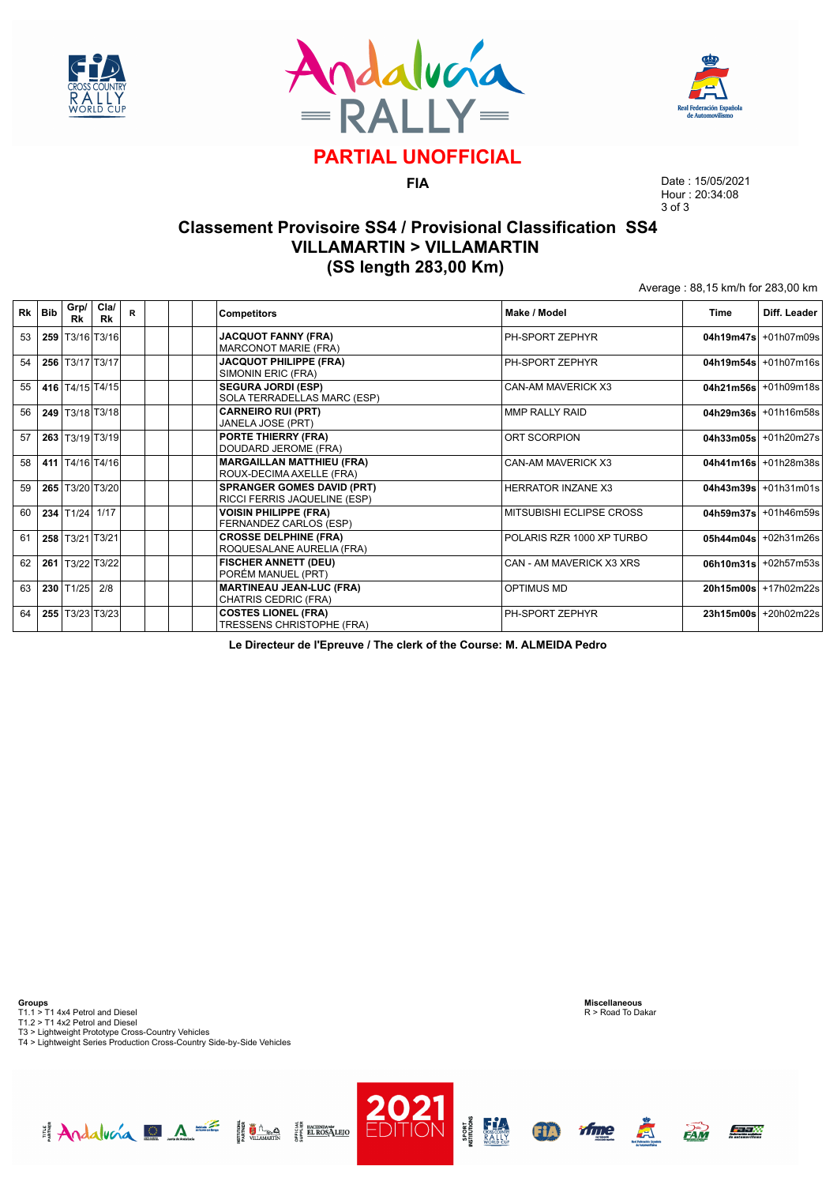# PARTIAL UNOFFICIAL

**FIA**

Date : 15/05/2021
Hour : 20:34:08

## Classement Provisoire SS4 / Provisional Classification SS4
## VILLAMARTIN > VILLAMARTIN
## (SS length 283,00 Km)

Average : 88,15 km/h for 283,00 km

| Rk | Bib | Grp/ Rk | Cla/ Rk | R | | | | Competitors | Make / Model | Time | Diff. Leader |
|---|---|---|---|---|---|---|---|---|---|---|---|
| 53 | **259** | T3/16 | T3/16 | | | | | **JACQUOT FANNY (FRA)** MARCONOT MARIE (FRA) | PH-SPORT ZEPHYR | **04h19m47s** | +01h07m09s |
| 54 | **256** | T3/17 | T3/17 | | | | | **JACQUOT PHILIPPE (FRA)** SIMONIN ERIC (FRA) | PH-SPORT ZEPHYR | **04h19m54s** | +01h07m16s |
| 55 | **416** | T4/15 | T4/15 | | | | | **SEGURA JORDI (ESP)** SOLA TERRADELLAS MARC (ESP) | CAN-AM MAVERICK X3 | **04h21m56s** | +01h09m18s |
| 56 | **249** | T3/18 | T3/18 | | | | | **CARNEIRO RUI (PRT)** JANELA JOSE (PRT) | MMP RALLY RAID | **04h29m36s** | +01h16m58s |
| 57 | **263** | T3/19 | T3/19 | | | | | **PORTE THIERRY (FRA)** DOUDARD JEROME (FRA) | ORT SCORPION | **04h33m05s** | +01h20m27s |
| 58 | **411** | T4/16 | T4/16 | | | | | **MARGAILLAN MATTHIEU (FRA)** ROUX-DECIMA AXELLE (FRA) | CAN-AM MAVERICK X3 | **04h41m16s** | +01h28m38s |
| 59 | **265** | T3/20 | T3/20 | | | | | **SPRANGER GOMES DAVID (PRT)** RICCI FERRIS JAQUELINE (ESP) | HERRATOR INZANE X3 | **04h43m39s** | +01h31m01s |
| 60 | **234** | T1/24 | 1/17 | | | | | **VOISIN PHILIPPE (FRA)** FERNANDEZ CARLOS (ESP) | MITSUBISHI ECLIPSE CROSS | **04h59m37s** | +01h46m59s |
| 61 | **258** | T3/21 | T3/21 | | | | | **CROSSE DELPHINE (FRA)** ROQUESALANE AURELIA (FRA) | POLARIS RZR 1000 XP TURBO | **05h44m04s** | +02h31m26s |
| 62 | **261** | T3/22 | T3/22 | | | | | **FISCHER ANNETT (DEU)** PORÉM MANUEL (PRT) | CAN - AM MAVERICK X3 XRS | **06h10m31s** | +02h57m53s |
| 63 | **230** | T1/25 | 2/8 | | | | | **MARTINEAU JEAN-LUC (FRA)** CHATRIS CEDRIC (FRA) | OPTIMUS MD | **20h15m00s** | +17h02m22s |
| 64 | **255** | T3/23 | T3/23 | | | | | **COSTES LIONEL (FRA)** TRESSENS CHRISTOPHE (FRA) | PH-SPORT ZEPHYR | **23h15m00s** | +20h02m22s |

**Le Directeur de l'Epreuve / The clerk of the Course: M. ALMEIDA Pedro**

**Groups**
T1.1 > T1 4x4 Petrol and Diesel
T1.2 > T1 4x2 Petrol and Diesel
T3 > Lightweight Prototype Cross-Country Vehicles
T4 > Lightweight Series Production Cross-Country Side-by-Side Vehicles

**Miscellaneous**
R > Road To Dakar